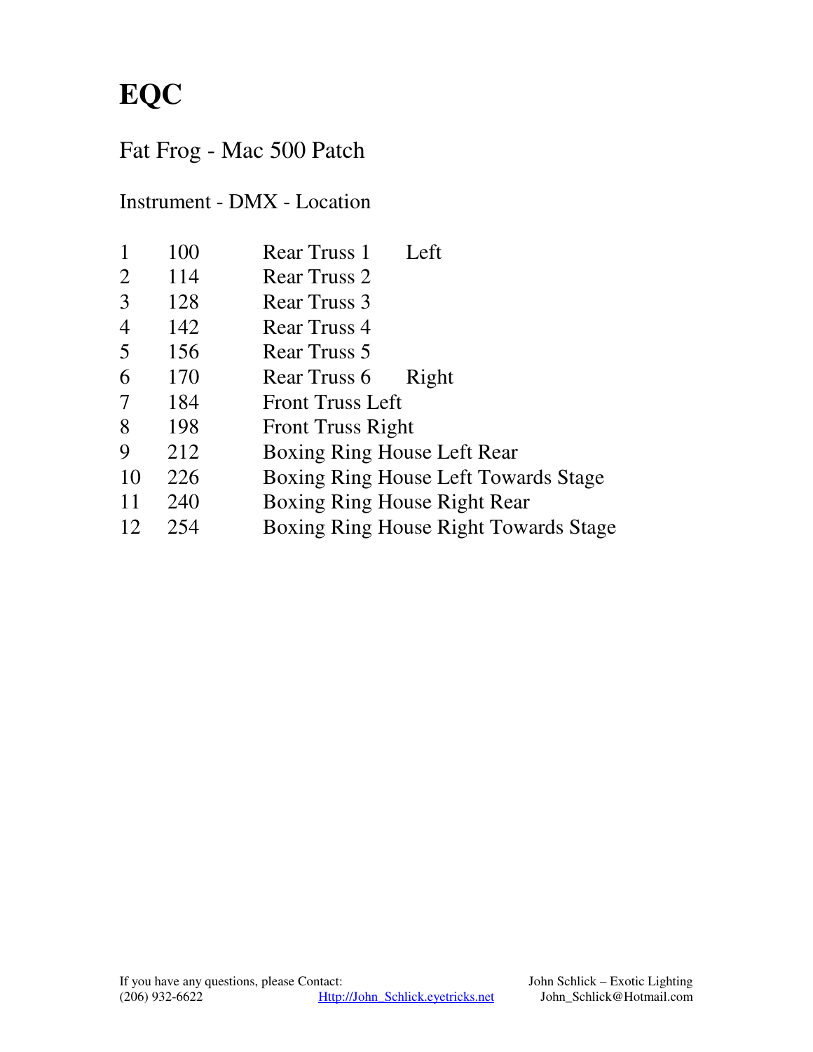# EQC

## Fat Frog - Mac 500 Patch

| Instrument | DMX | Location | |
|---|---|---|---|
| 1 | 100 | Rear Truss 1 | Left |
| 2 | 114 | Rear Truss 2 | |
| 3 | 128 | Rear Truss 3 | |
| 4 | 142 | Rear Truss 4 | |
| 5 | 156 | Rear Truss 5 | |
| 6 | 170 | Rear Truss 6 | Right |
| 7 | 184 | Front Truss Left | |
| 8 | 198 | Front Truss Right | |
| 9 | 212 | Boxing Ring House Left Rear | |
| 10 | 226 | Boxing Ring House Left Towards Stage | |
| 11 | 240 | Boxing Ring House Right Rear | |
| 12 | 254 | Boxing Ring House Right Towards Stage | |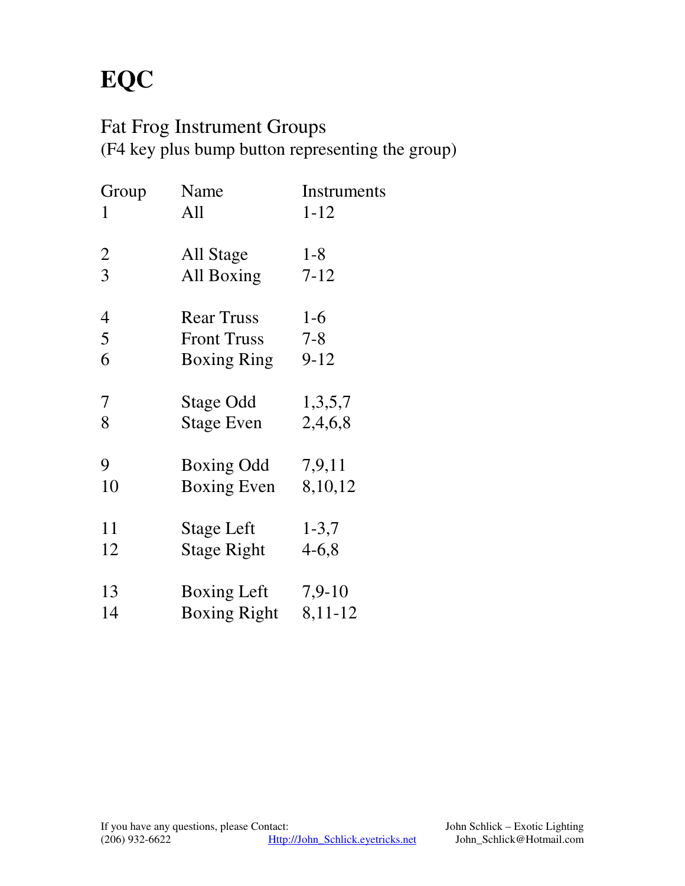# EQC

## Fat Frog Instrument Groups

(F4 key plus bump button representing the group)

| Group | Name | Instruments |
|---|---|---|
| 1 | All | 1-12 |
| | | |
| 2 | All Stage | 1-8 |
| 3 | All Boxing | 7-12 |
| | | |
| 4 | Rear Truss | 1-6 |
| 5 | Front Truss | 7-8 |
| 6 | Boxing Ring | 9-12 |
| | | |
| 7 | Stage Odd | 1,3,5,7 |
| 8 | Stage Even | 2,4,6,8 |
| | | |
| 9 | Boxing Odd | 7,9,11 |
| 10 | Boxing Even | 8,10,12 |
| | | |
| 11 | Stage Left | 1-3,7 |
| 12 | Stage Right | 4-6,8 |
| | | |
| 13 | Boxing Left | 7,9-10 |
| 14 | Boxing Right | 8,11-12 |

If you have any questions, please Contact:
(206) 932-6622 Http://John_Schlick.eyetricks.net

John Schlick – Exotic Lighting
John_Schlick@Hotmail.com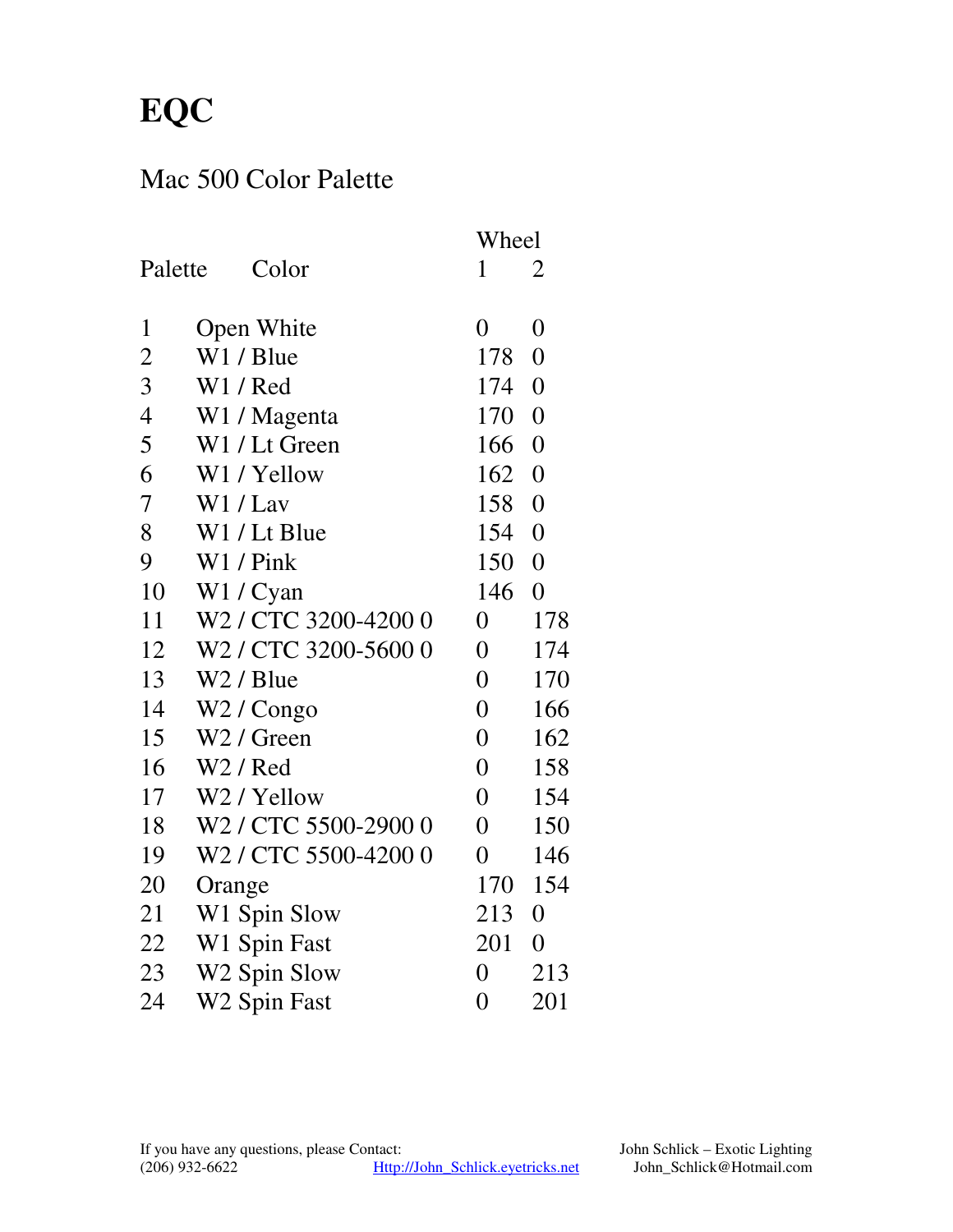# EQC

## Mac 500 Color Palette

| Palette | Color | Wheel 1 | Wheel 2 |
|---|---|---|---|
| 1 | Open White | 0 | 0 |
| 2 | W1 / Blue | 178 | 0 |
| 3 | W1 / Red | 174 | 0 |
| 4 | W1 / Magenta | 170 | 0 |
| 5 | W1 / Lt Green | 166 | 0 |
| 6 | W1 / Yellow | 162 | 0 |
| 7 | W1 / Lav | 158 | 0 |
| 8 | W1 / Lt Blue | 154 | 0 |
| 9 | W1 / Pink | 150 | 0 |
| 10 | W1 / Cyan | 146 | 0 |
| 11 | W2 / CTC 3200-4200 0 | 0 | 178 |
| 12 | W2 / CTC 3200-5600 0 | 0 | 174 |
| 13 | W2 / Blue | 0 | 170 |
| 14 | W2 / Congo | 0 | 166 |
| 15 | W2 / Green | 0 | 162 |
| 16 | W2 / Red | 0 | 158 |
| 17 | W2 / Yellow | 0 | 154 |
| 18 | W2 / CTC 5500-2900 0 | 0 | 150 |
| 19 | W2 / CTC 5500-4200 0 | 0 | 146 |
| 20 | Orange | 170 | 154 |
| 21 | W1 Spin Slow | 213 | 0 |
| 22 | W1 Spin Fast | 201 | 0 |
| 23 | W2 Spin Slow | 0 | 213 |
| 24 | W2 Spin Fast | 0 | 201 |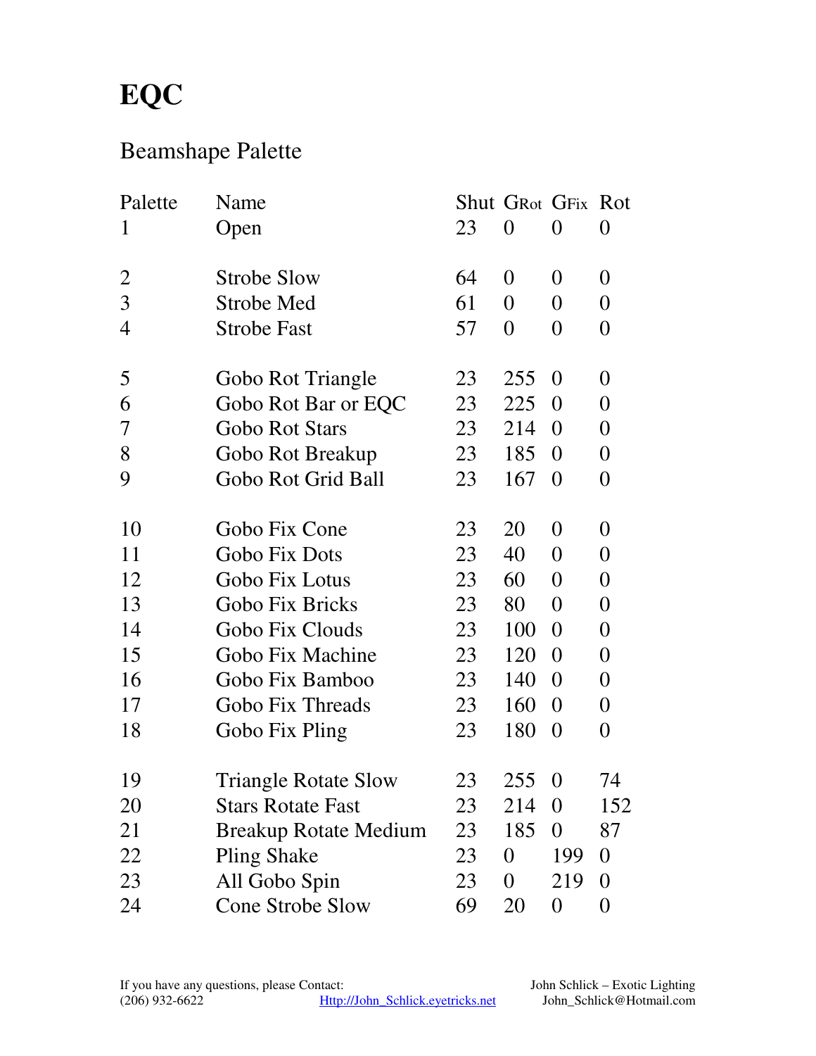# EQC

## Beamshape Palette

| Palette | Name | Shut | GRot | GFix | Rot |
|---|---|---|---|---|---|
| 1 | Open | 23 | 0 | 0 | 0 |
| 2 | Strobe Slow | 64 | 0 | 0 | 0 |
| 3 | Strobe Med | 61 | 0 | 0 | 0 |
| 4 | Strobe Fast | 57 | 0 | 0 | 0 |
| 5 | Gobo Rot Triangle | 23 | 255 | 0 | 0 |
| 6 | Gobo Rot Bar or EQC | 23 | 225 | 0 | 0 |
| 7 | Gobo Rot Stars | 23 | 214 | 0 | 0 |
| 8 | Gobo Rot Breakup | 23 | 185 | 0 | 0 |
| 9 | Gobo Rot Grid Ball | 23 | 167 | 0 | 0 |
| 10 | Gobo Fix Cone | 23 | 20 | 0 | 0 |
| 11 | Gobo Fix Dots | 23 | 40 | 0 | 0 |
| 12 | Gobo Fix Lotus | 23 | 60 | 0 | 0 |
| 13 | Gobo Fix Bricks | 23 | 80 | 0 | 0 |
| 14 | Gobo Fix Clouds | 23 | 100 | 0 | 0 |
| 15 | Gobo Fix Machine | 23 | 120 | 0 | 0 |
| 16 | Gobo Fix Bamboo | 23 | 140 | 0 | 0 |
| 17 | Gobo Fix Threads | 23 | 160 | 0 | 0 |
| 18 | Gobo Fix Pling | 23 | 180 | 0 | 0 |
| 19 | Triangle Rotate Slow | 23 | 255 | 0 | 74 |
| 20 | Stars Rotate Fast | 23 | 214 | 0 | 152 |
| 21 | Breakup Rotate Medium | 23 | 185 | 0 | 87 |
| 22 | Pling Shake | 23 | 0 | 199 | 0 |
| 23 | All Gobo Spin | 23 | 0 | 219 | 0 |
| 24 | Cone Strobe Slow | 69 | 20 | 0 | 0 |

If you have any questions, please Contact:
(206) 932-6622
Http://John_Schlick.eyetricks.net
John Schlick – Exotic Lighting
John_Schlick@Hotmail.com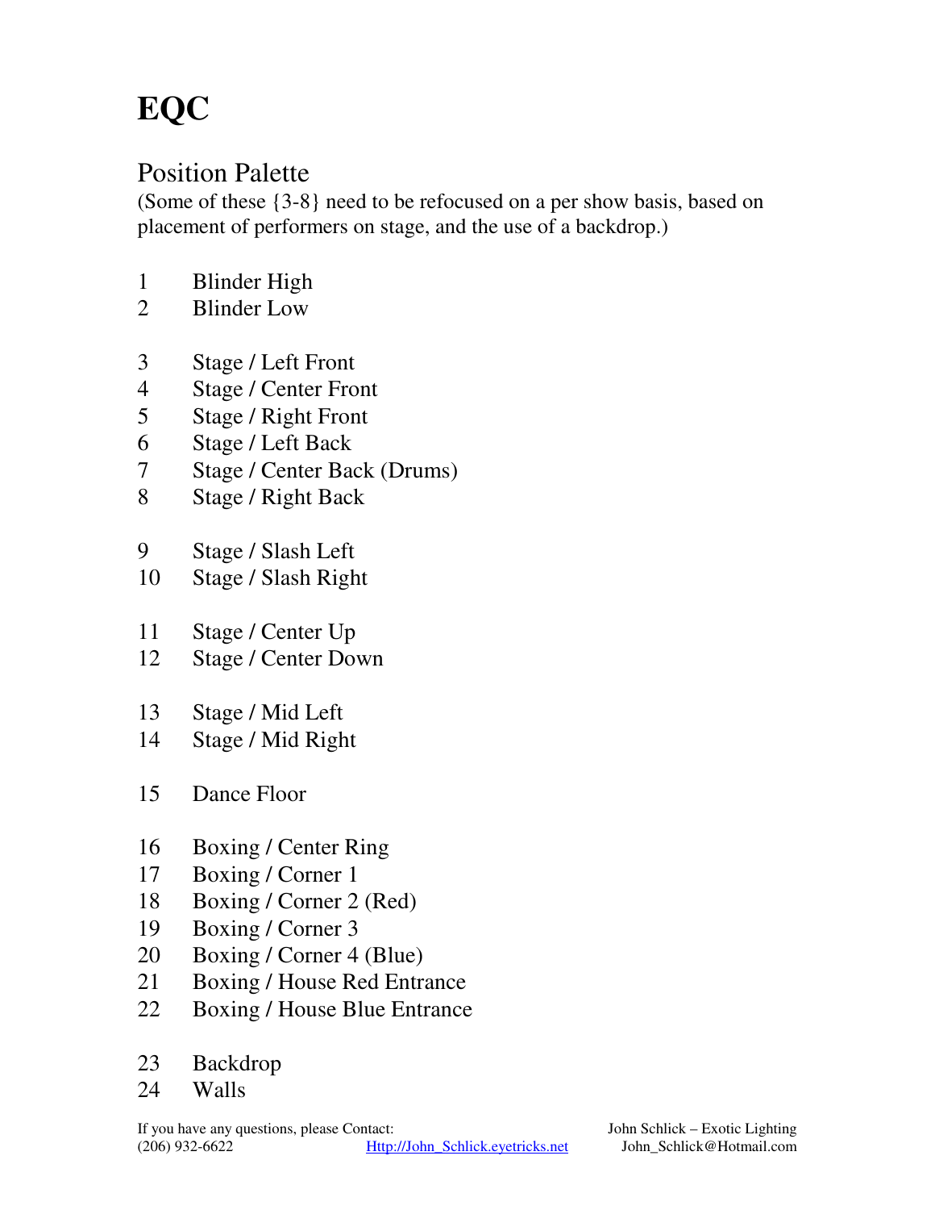# EQC

## Position Palette

(Some of these {3-8} need to be refocused on a per show basis, based on placement of performers on stage, and the use of a backdrop.)

1 Blinder High
2 Blinder Low

3 Stage / Left Front
4 Stage / Center Front
5 Stage / Right Front
6 Stage / Left Back
7 Stage / Center Back (Drums)
8 Stage / Right Back

9 Stage / Slash Left
10 Stage / Slash Right

11 Stage / Center Up
12 Stage / Center Down

13 Stage / Mid Left
14 Stage / Mid Right

15 Dance Floor

16 Boxing / Center Ring
17 Boxing / Corner 1
18 Boxing / Corner 2 (Red)
19 Boxing / Corner 3
20 Boxing / Corner 4 (Blue)
21 Boxing / House Red Entrance
22 Boxing / House Blue Entrance

23 Backdrop
24 Walls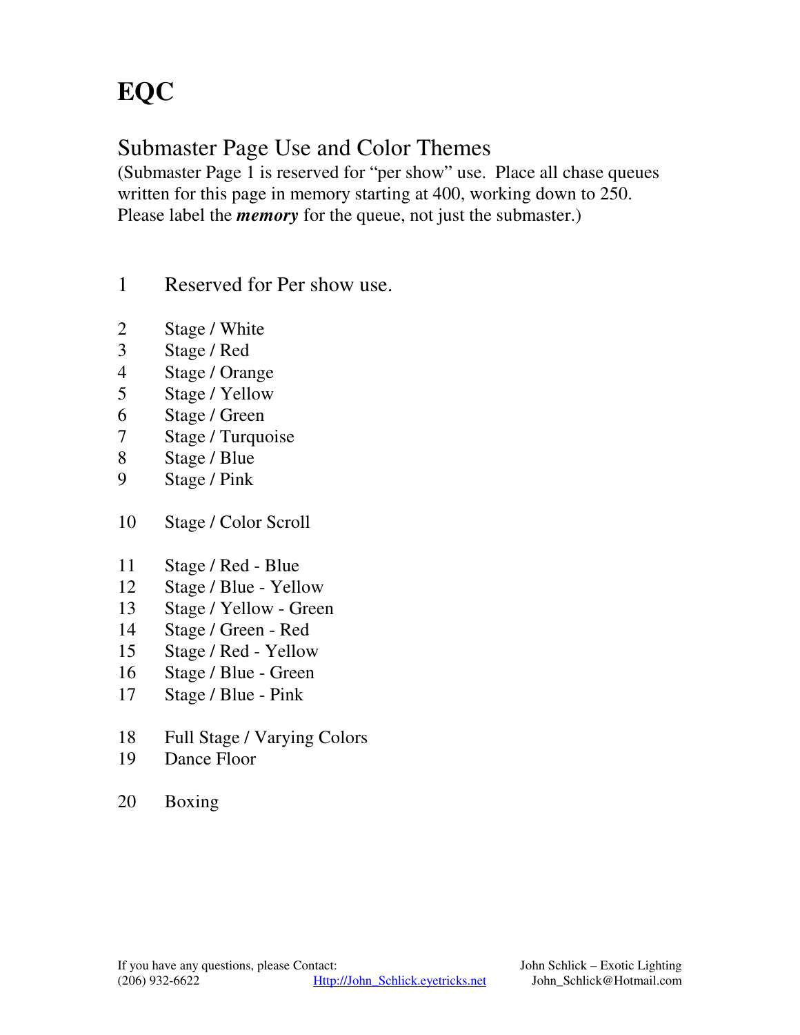# EQC

## Submaster Page Use and Color Themes

(Submaster Page 1 is reserved for "per show" use. Place all chase queues written for this page in memory starting at 400, working down to 250. Please label the ***memory*** for the queue, not just the submaster.)

1 Reserved for Per show use.

2 Stage / White
3 Stage / Red
4 Stage / Orange
5 Stage / Yellow
6 Stage / Green
7 Stage / Turquoise
8 Stage / Blue
9 Stage / Pink

10 Stage / Color Scroll

11 Stage / Red - Blue
12 Stage / Blue - Yellow
13 Stage / Yellow - Green
14 Stage / Green - Red
15 Stage / Red - Yellow
16 Stage / Blue - Green
17 Stage / Blue - Pink

18 Full Stage / Varying Colors
19 Dance Floor

20 Boxing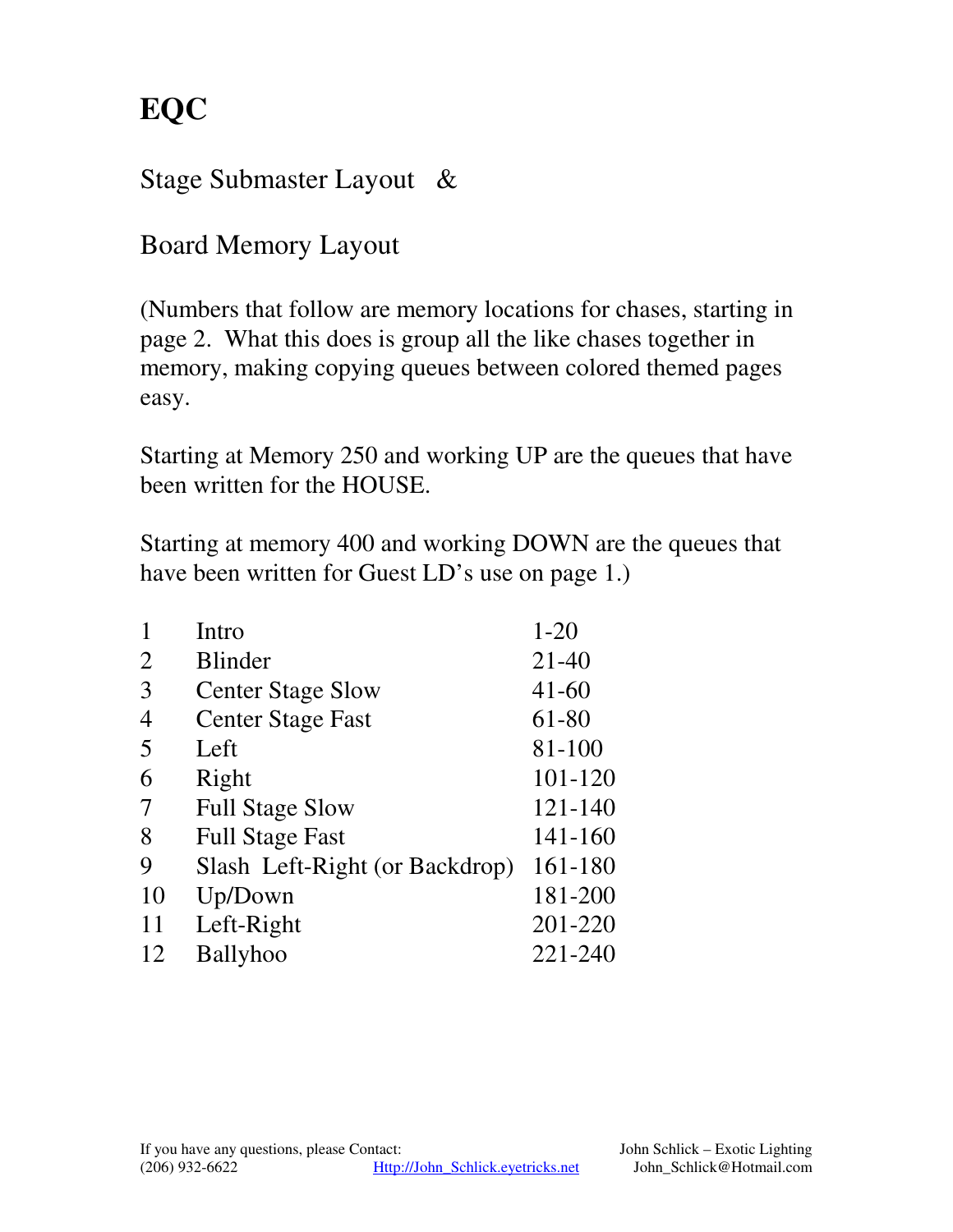# EQC

Stage Submaster Layout &

Board Memory Layout

(Numbers that follow are memory locations for chases, starting in page 2. What this does is group all the like chases together in memory, making copying queues between colored themed pages easy.

Starting at Memory 250 and working UP are the queues that have been written for the HOUSE.

Starting at memory 400 and working DOWN are the queues that have been written for Guest LD's use on page 1.)

| | | |
|---|---|---|
| 1 | Intro | 1-20 |
| 2 | Blinder | 21-40 |
| 3 | Center Stage Slow | 41-60 |
| 4 | Center Stage Fast | 61-80 |
| 5 | Left | 81-100 |
| 6 | Right | 101-120 |
| 7 | Full Stage Slow | 121-140 |
| 8 | Full Stage Fast | 141-160 |
| 9 | Slash Left-Right (or Backdrop) | 161-180 |
| 10 | Up/Down | 181-200 |
| 11 | Left-Right | 201-220 |
| 12 | Ballyhoo | 221-240 |

If you have any questions, please Contact:
(206) 932-6622 Http://John_Schlick.eyetricks.net

John Schlick – Exotic Lighting
John_Schlick@Hotmail.com